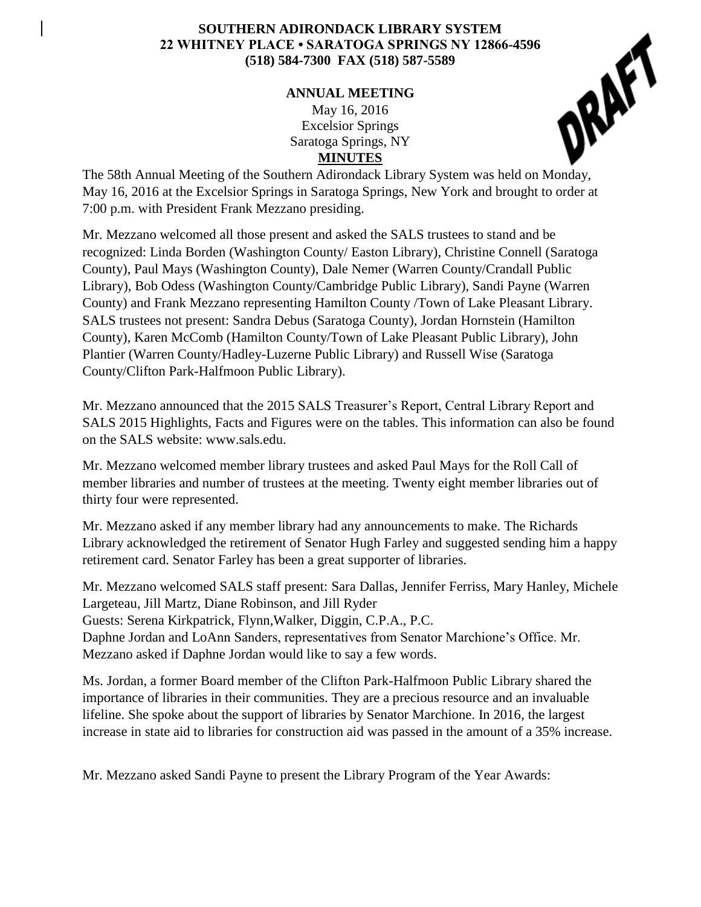**SOUTHERN ADIRONDACK LIBRARY SYSTEM**
**22 WHITNEY PLACE • SARATOGA SPRINGS NY 12866-4596**
**(518) 584-7300 FAX (518) 587-5589**

DRAFT

**ANNUAL MEETING**

May 16, 2016
Excelsior Springs
Saratoga Springs, NY

**MINUTES**

The 58th Annual Meeting of the Southern Adirondack Library System was held on Monday, May 16, 2016 at the Excelsior Springs in Saratoga Springs, New York and brought to order at 7:00 p.m. with President Frank Mezzano presiding.

Mr. Mezzano welcomed all those present and asked the SALS trustees to stand and be recognized: Linda Borden (Washington County/ Easton Library), Christine Connell (Saratoga County), Paul Mays (Washington County), Dale Nemer (Warren County/Crandall Public Library), Bob Odess (Washington County/Cambridge Public Library), Sandi Payne (Warren County) and Frank Mezzano representing Hamilton County /Town of Lake Pleasant Library. SALS trustees not present: Sandra Debus (Saratoga County), Jordan Hornstein (Hamilton County), Karen McComb (Hamilton County/Town of Lake Pleasant Public Library), John Plantier (Warren County/Hadley-Luzerne Public Library) and Russell Wise (Saratoga County/Clifton Park-Halfmoon Public Library).

Mr. Mezzano announced that the 2015 SALS Treasurer's Report, Central Library Report and SALS 2015 Highlights, Facts and Figures were on the tables. This information can also be found on the SALS website: www.sals.edu.

Mr. Mezzano welcomed member library trustees and asked Paul Mays for the Roll Call of member libraries and number of trustees at the meeting. Twenty eight member libraries out of thirty four were represented.

Mr. Mezzano asked if any member library had any announcements to make. The Richards Library acknowledged the retirement of Senator Hugh Farley and suggested sending him a happy retirement card. Senator Farley has been a great supporter of libraries.

Mr. Mezzano welcomed SALS staff present: Sara Dallas, Jennifer Ferriss, Mary Hanley, Michele Largeteau, Jill Martz, Diane Robinson, and Jill Ryder
Guests: Serena Kirkpatrick, Flynn,Walker, Diggin, C.P.A., P.C.
Daphne Jordan and LoAnn Sanders, representatives from Senator Marchione's Office. Mr. Mezzano asked if Daphne Jordan would like to say a few words.

Ms. Jordan, a former Board member of the Clifton Park-Halfmoon Public Library shared the importance of libraries in their communities. They are a precious resource and an invaluable lifeline. She spoke about the support of libraries by Senator Marchione. In 2016, the largest increase in state aid to libraries for construction aid was passed in the amount of a 35% increase.

Mr. Mezzano asked Sandi Payne to present the Library Program of the Year Awards: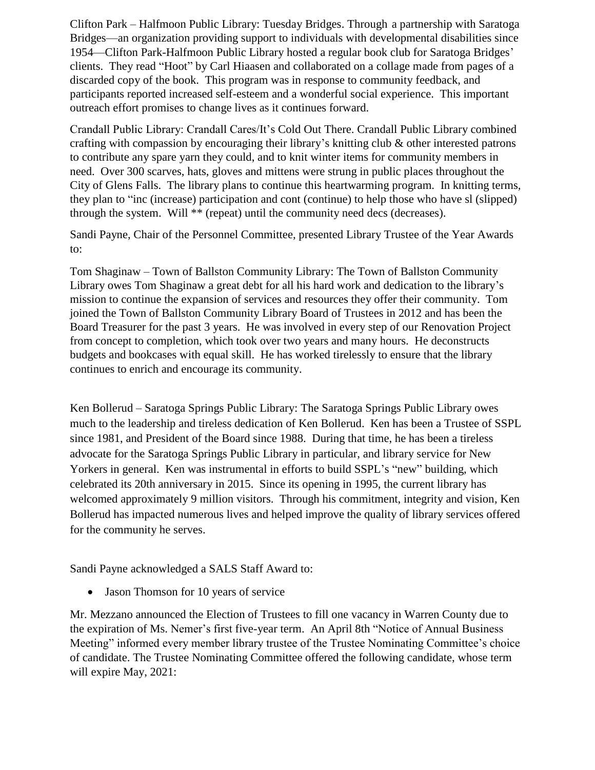Clifton Park – Halfmoon Public Library: Tuesday Bridges. Through a partnership with Saratoga Bridges—an organization providing support to individuals with developmental disabilities since 1954—Clifton Park-Halfmoon Public Library hosted a regular book club for Saratoga Bridges' clients. They read "Hoot" by Carl Hiaasen and collaborated on a collage made from pages of a discarded copy of the book. This program was in response to community feedback, and participants reported increased self-esteem and a wonderful social experience. This important outreach effort promises to change lives as it continues forward.

Crandall Public Library: Crandall Cares/It's Cold Out There. Crandall Public Library combined crafting with compassion by encouraging their library's knitting club & other interested patrons to contribute any spare yarn they could, and to knit winter items for community members in need. Over 300 scarves, hats, gloves and mittens were strung in public places throughout the City of Glens Falls. The library plans to continue this heartwarming program. In knitting terms, they plan to "inc (increase) participation and cont (continue) to help those who have sl (slipped) through the system. Will ** (repeat) until the community need decs (decreases).

Sandi Payne, Chair of the Personnel Committee, presented Library Trustee of the Year Awards to:

Tom Shaginaw – Town of Ballston Community Library: The Town of Ballston Community Library owes Tom Shaginaw a great debt for all his hard work and dedication to the library's mission to continue the expansion of services and resources they offer their community. Tom joined the Town of Ballston Community Library Board of Trustees in 2012 and has been the Board Treasurer for the past 3 years. He was involved in every step of our Renovation Project from concept to completion, which took over two years and many hours. He deconstructs budgets and bookcases with equal skill. He has worked tirelessly to ensure that the library continues to enrich and encourage its community.

Ken Bollerud – Saratoga Springs Public Library: The Saratoga Springs Public Library owes much to the leadership and tireless dedication of Ken Bollerud. Ken has been a Trustee of SSPL since 1981, and President of the Board since 1988. During that time, he has been a tireless advocate for the Saratoga Springs Public Library in particular, and library service for New Yorkers in general. Ken was instrumental in efforts to build SSPL's "new" building, which celebrated its 20th anniversary in 2015. Since its opening in 1995, the current library has welcomed approximately 9 million visitors. Through his commitment, integrity and vision, Ken Bollerud has impacted numerous lives and helped improve the quality of library services offered for the community he serves.

Sandi Payne acknowledged a SALS Staff Award to:

- Jason Thomson for 10 years of service

Mr. Mezzano announced the Election of Trustees to fill one vacancy in Warren County due to the expiration of Ms. Nemer's first five-year term. An April 8th "Notice of Annual Business Meeting" informed every member library trustee of the Trustee Nominating Committee's choice of candidate. The Trustee Nominating Committee offered the following candidate, whose term will expire May, 2021: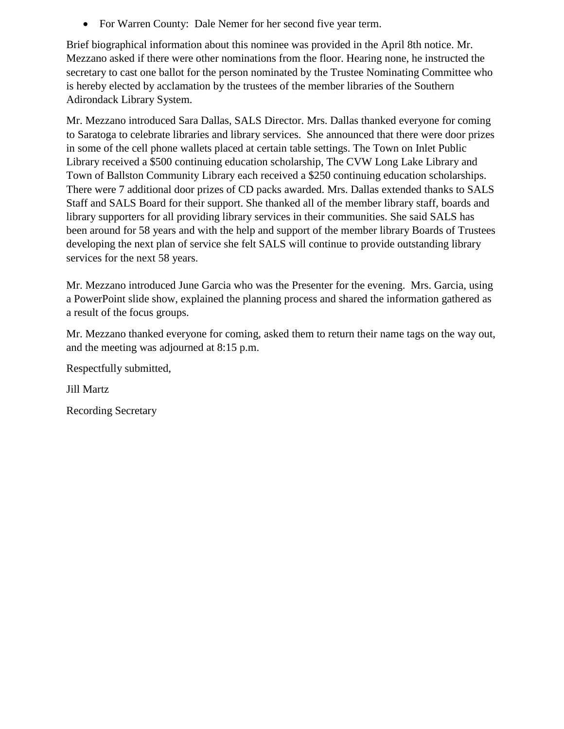- For Warren County: Dale Nemer for her second five year term.

Brief biographical information about this nominee was provided in the April 8th notice. Mr. Mezzano asked if there were other nominations from the floor. Hearing none, he instructed the secretary to cast one ballot for the person nominated by the Trustee Nominating Committee who is hereby elected by acclamation by the trustees of the member libraries of the Southern Adirondack Library System.

Mr. Mezzano introduced Sara Dallas, SALS Director. Mrs. Dallas thanked everyone for coming to Saratoga to celebrate libraries and library services. She announced that there were door prizes in some of the cell phone wallets placed at certain table settings. The Town on Inlet Public Library received a $500 continuing education scholarship, The CVW Long Lake Library and Town of Ballston Community Library each received a $250 continuing education scholarships. There were 7 additional door prizes of CD packs awarded. Mrs. Dallas extended thanks to SALS Staff and SALS Board for their support. She thanked all of the member library staff, boards and library supporters for all providing library services in their communities. She said SALS has been around for 58 years and with the help and support of the member library Boards of Trustees developing the next plan of service she felt SALS will continue to provide outstanding library services for the next 58 years.

Mr. Mezzano introduced June Garcia who was the Presenter for the evening. Mrs. Garcia, using a PowerPoint slide show, explained the planning process and shared the information gathered as a result of the focus groups.

Mr. Mezzano thanked everyone for coming, asked them to return their name tags on the way out, and the meeting was adjourned at 8:15 p.m.

Respectfully submitted,

Jill Martz

Recording Secretary